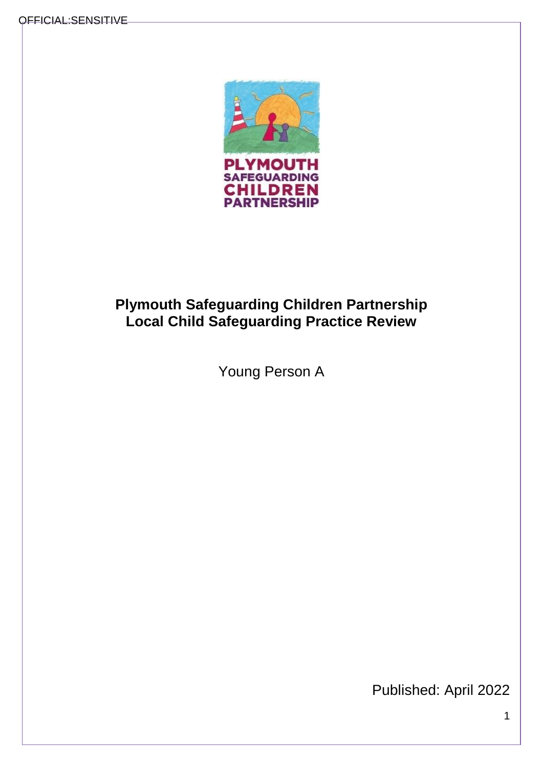OFFICIAL:SENSITIVE

# Plymouth Safeguarding Children Partnership
# Local Child Safeguarding Practice Review

Young Person A

Published: April 2022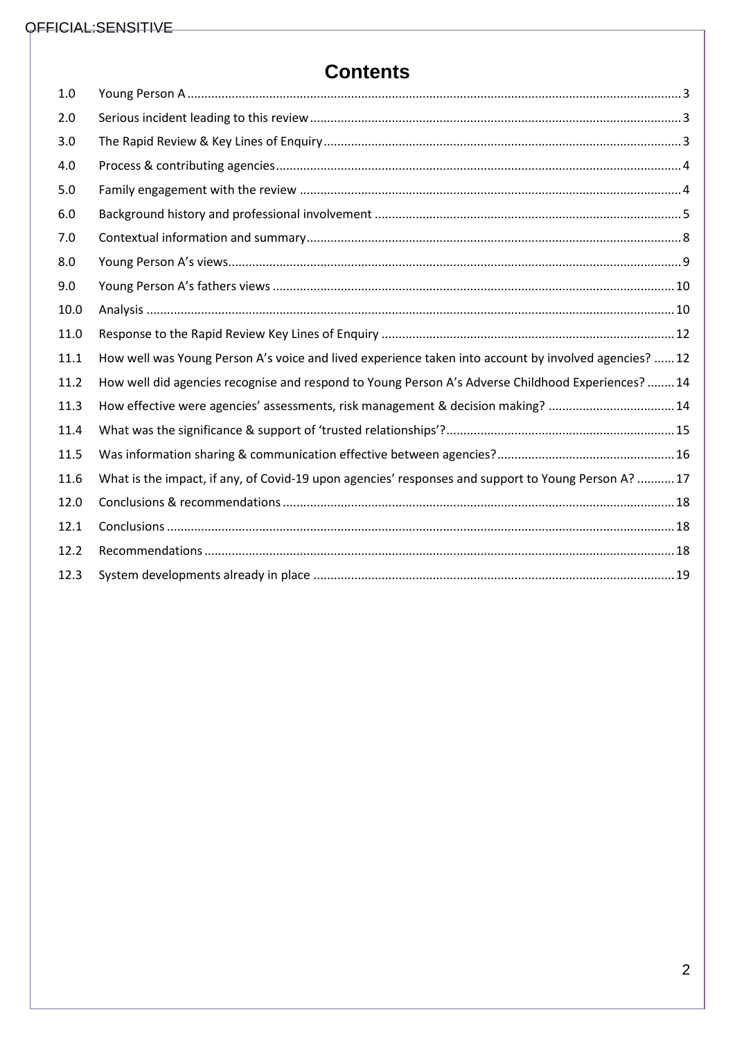# Contents

| | | |
|---|---|---|
| 1.0 | Young Person A | 3 |
| 2.0 | Serious incident leading to this review | 3 |
| 3.0 | The Rapid Review & Key Lines of Enquiry | 3 |
| 4.0 | Process & contributing agencies | 4 |
| 5.0 | Family engagement with the review | 4 |
| 6.0 | Background history and professional involvement | 5 |
| 7.0 | Contextual information and summary | 8 |
| 8.0 | Young Person A's views | 9 |
| 9.0 | Young Person A's fathers views | 10 |
| 10.0 | Analysis | 10 |
| 11.0 | Response to the Rapid Review Key Lines of Enquiry | 12 |
| 11.1 | How well was Young Person A's voice and lived experience taken into account by involved agencies? | 12 |
| 11.2 | How well did agencies recognise and respond to Young Person A's Adverse Childhood Experiences? | 14 |
| 11.3 | How effective were agencies' assessments, risk management & decision making? | 14 |
| 11.4 | What was the significance & support of 'trusted relationships'? | 15 |
| 11.5 | Was information sharing & communication effective between agencies? | 16 |
| 11.6 | What is the impact, if any, of Covid-19 upon agencies' responses and support to Young Person A? | 17 |
| 12.0 | Conclusions & recommendations | 18 |
| 12.1 | Conclusions | 18 |
| 12.2 | Recommendations | 18 |
| 12.3 | System developments already in place | 19 |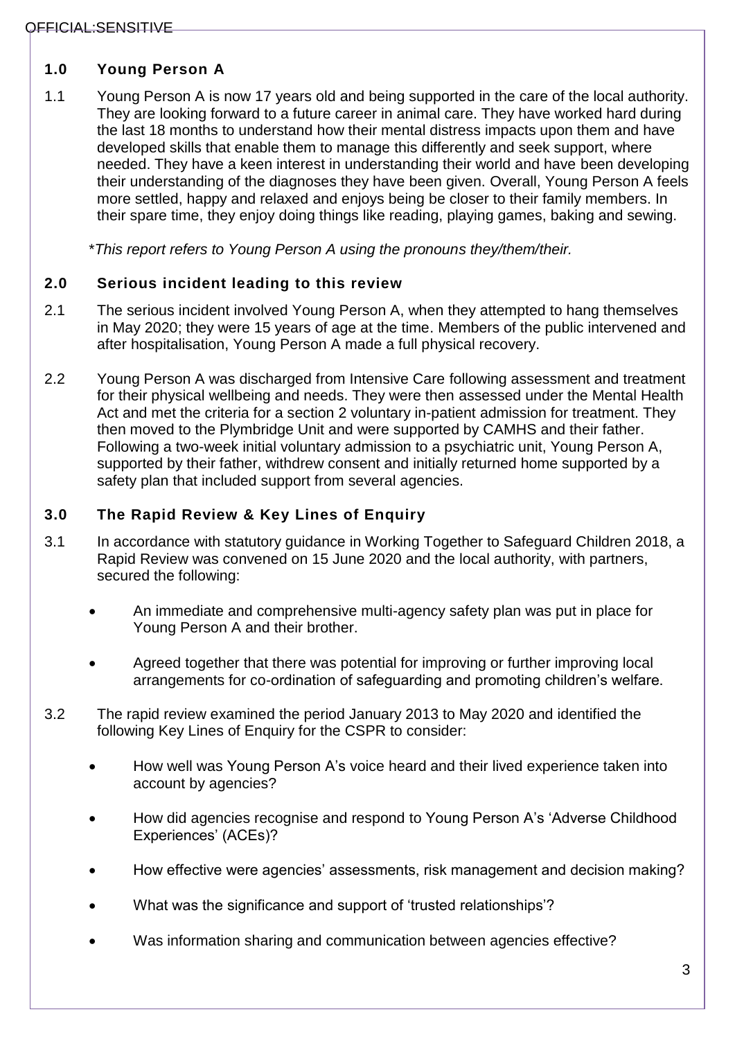## 1.0 Young Person A

1.1 Young Person A is now 17 years old and being supported in the care of the local authority. They are looking forward to a future career in animal care. They have worked hard during the last 18 months to understand how their mental distress impacts upon them and have developed skills that enable them to manage this differently and seek support, where needed. They have a keen interest in understanding their world and have been developing their understanding of the diagnoses they have been given. Overall, Young Person A feels more settled, happy and relaxed and enjoys being be closer to their family members. In their spare time, they enjoy doing things like reading, playing games, baking and sewing.

*\*This report refers to Young Person A using the pronouns they/them/their.*

## 2.0 Serious incident leading to this review

2.1 The serious incident involved Young Person A, when they attempted to hang themselves in May 2020; they were 15 years of age at the time. Members of the public intervened and after hospitalisation, Young Person A made a full physical recovery.

2.2 Young Person A was discharged from Intensive Care following assessment and treatment for their physical wellbeing and needs. They were then assessed under the Mental Health Act and met the criteria for a section 2 voluntary in-patient admission for treatment. They then moved to the Plymbridge Unit and were supported by CAMHS and their father. Following a two-week initial voluntary admission to a psychiatric unit, Young Person A, supported by their father, withdrew consent and initially returned home supported by a safety plan that included support from several agencies.

## 3.0 The Rapid Review & Key Lines of Enquiry

3.1 In accordance with statutory guidance in Working Together to Safeguard Children 2018, a Rapid Review was convened on 15 June 2020 and the local authority, with partners, secured the following:

- An immediate and comprehensive multi-agency safety plan was put in place for Young Person A and their brother.
- Agreed together that there was potential for improving or further improving local arrangements for co-ordination of safeguarding and promoting children's welfare.

3.2 The rapid review examined the period January 2013 to May 2020 and identified the following Key Lines of Enquiry for the CSPR to consider:

- How well was Young Person A's voice heard and their lived experience taken into account by agencies?
- How did agencies recognise and respond to Young Person A's 'Adverse Childhood Experiences' (ACEs)?
- How effective were agencies' assessments, risk management and decision making?
- What was the significance and support of 'trusted relationships'?
- Was information sharing and communication between agencies effective?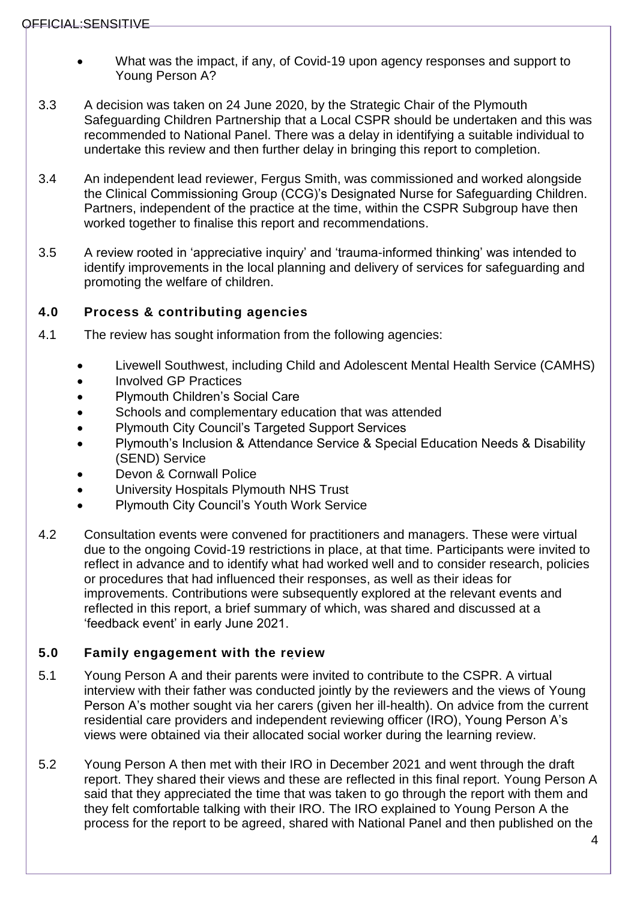- What was the impact, if any, of Covid-19 upon agency responses and support to Young Person A?

3.3 A decision was taken on 24 June 2020, by the Strategic Chair of the Plymouth Safeguarding Children Partnership that a Local CSPR should be undertaken and this was recommended to National Panel. There was a delay in identifying a suitable individual to undertake this review and then further delay in bringing this report to completion.

3.4 An independent lead reviewer, Fergus Smith, was commissioned and worked alongside the Clinical Commissioning Group (CCG)'s Designated Nurse for Safeguarding Children. Partners, independent of the practice at the time, within the CSPR Subgroup have then worked together to finalise this report and recommendations.

3.5 A review rooted in 'appreciative inquiry' and 'trauma-informed thinking' was intended to identify improvements in the local planning and delivery of services for safeguarding and promoting the welfare of children.

## 4.0 Process & contributing agencies

4.1 The review has sought information from the following agencies:

- Livewell Southwest, including Child and Adolescent Mental Health Service (CAMHS)
- Involved GP Practices
- Plymouth Children's Social Care
- Schools and complementary education that was attended
- Plymouth City Council's Targeted Support Services
- Plymouth's Inclusion & Attendance Service & Special Education Needs & Disability (SEND) Service
- Devon & Cornwall Police
- University Hospitals Plymouth NHS Trust
- Plymouth City Council's Youth Work Service

4.2 Consultation events were convened for practitioners and managers. These were virtual due to the ongoing Covid-19 restrictions in place, at that time. Participants were invited to reflect in advance and to identify what had worked well and to consider research, policies or procedures that had influenced their responses, as well as their ideas for improvements. Contributions were subsequently explored at the relevant events and reflected in this report, a brief summary of which, was shared and discussed at a 'feedback event' in early June 2021.

## 5.0 Family engagement with the review

5.1 Young Person A and their parents were invited to contribute to the CSPR. A virtual interview with their father was conducted jointly by the reviewers and the views of Young Person A's mother sought via her carers (given her ill-health). On advice from the current residential care providers and independent reviewing officer (IRO), Young Person A's views were obtained via their allocated social worker during the learning review.

5.2 Young Person A then met with their IRO in December 2021 and went through the draft report. They shared their views and these are reflected in this final report. Young Person A said that they appreciated the time that was taken to go through the report with them and they felt comfortable talking with their IRO. The IRO explained to Young Person A the process for the report to be agreed, shared with National Panel and then published on the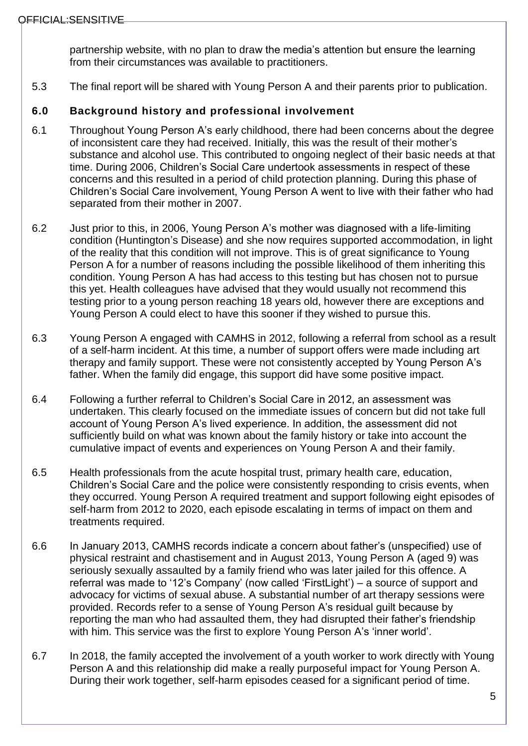partnership website, with no plan to draw the media's attention but ensure the learning from their circumstances was available to practitioners.

5.3 The final report will be shared with Young Person A and their parents prior to publication.

## 6.0 Background history and professional involvement

6.1 Throughout Young Person A's early childhood, there had been concerns about the degree of inconsistent care they had received. Initially, this was the result of their mother's substance and alcohol use. This contributed to ongoing neglect of their basic needs at that time. During 2006, Children's Social Care undertook assessments in respect of these concerns and this resulted in a period of child protection planning. During this phase of Children's Social Care involvement, Young Person A went to live with their father who had separated from their mother in 2007.

6.2 Just prior to this, in 2006, Young Person A's mother was diagnosed with a life-limiting condition (Huntington's Disease) and she now requires supported accommodation, in light of the reality that this condition will not improve. This is of great significance to Young Person A for a number of reasons including the possible likelihood of them inheriting this condition. Young Person A has had access to this testing but has chosen not to pursue this yet. Health colleagues have advised that they would usually not recommend this testing prior to a young person reaching 18 years old, however there are exceptions and Young Person A could elect to have this sooner if they wished to pursue this.

6.3 Young Person A engaged with CAMHS in 2012, following a referral from school as a result of a self-harm incident. At this time, a number of support offers were made including art therapy and family support. These were not consistently accepted by Young Person A's father. When the family did engage, this support did have some positive impact.

6.4 Following a further referral to Children's Social Care in 2012, an assessment was undertaken. This clearly focused on the immediate issues of concern but did not take full account of Young Person A's lived experience. In addition, the assessment did not sufficiently build on what was known about the family history or take into account the cumulative impact of events and experiences on Young Person A and their family.

6.5 Health professionals from the acute hospital trust, primary health care, education, Children's Social Care and the police were consistently responding to crisis events, when they occurred. Young Person A required treatment and support following eight episodes of self-harm from 2012 to 2020, each episode escalating in terms of impact on them and treatments required.

6.6 In January 2013, CAMHS records indicate a concern about father's (unspecified) use of physical restraint and chastisement and in August 2013, Young Person A (aged 9) was seriously sexually assaulted by a family friend who was later jailed for this offence. A referral was made to '12's Company' (now called 'FirstLight') – a source of support and advocacy for victims of sexual abuse. A substantial number of art therapy sessions were provided. Records refer to a sense of Young Person A's residual guilt because by reporting the man who had assaulted them, they had disrupted their father's friendship with him. This service was the first to explore Young Person A's 'inner world'.

6.7 In 2018, the family accepted the involvement of a youth worker to work directly with Young Person A and this relationship did make a really purposeful impact for Young Person A. During their work together, self-harm episodes ceased for a significant period of time.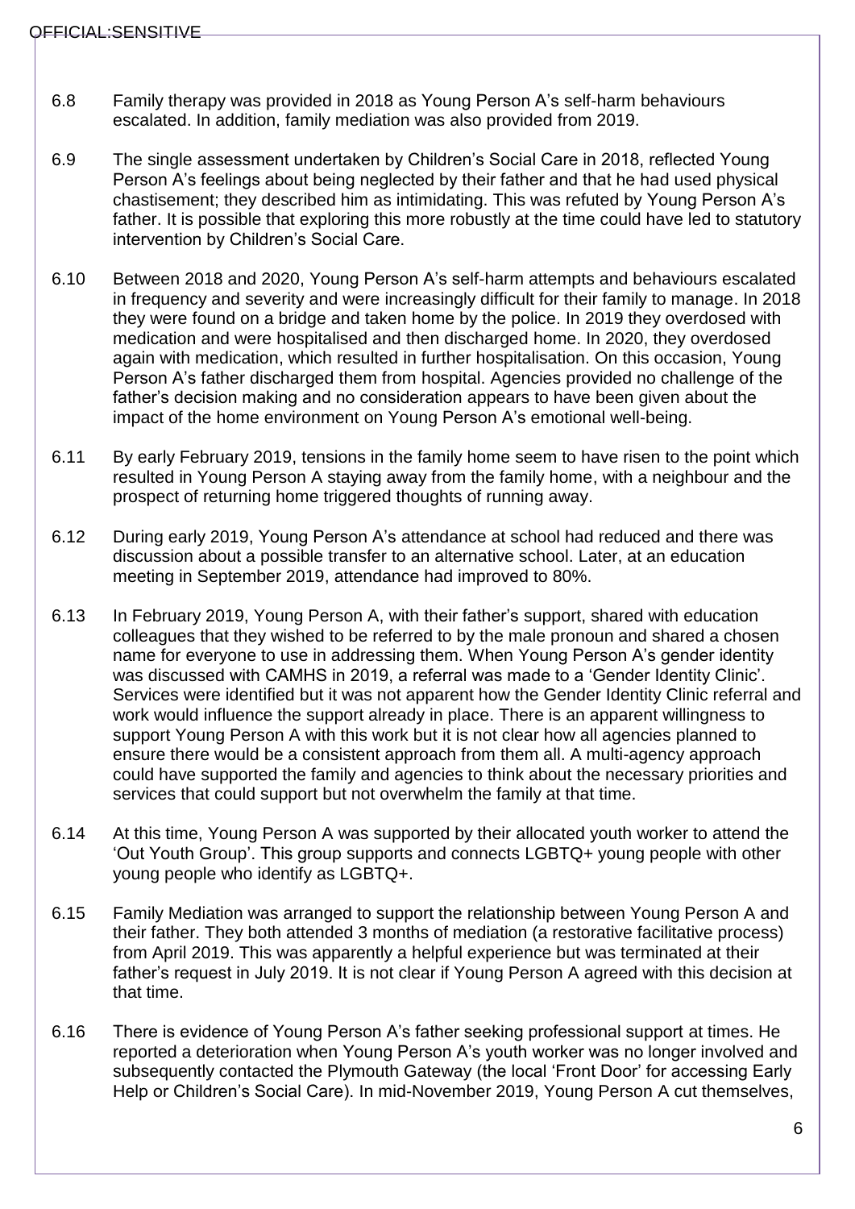6.8 Family therapy was provided in 2018 as Young Person A's self-harm behaviours escalated. In addition, family mediation was also provided from 2019.

6.9 The single assessment undertaken by Children's Social Care in 2018, reflected Young Person A's feelings about being neglected by their father and that he had used physical chastisement; they described him as intimidating. This was refuted by Young Person A's father. It is possible that exploring this more robustly at the time could have led to statutory intervention by Children's Social Care.

6.10 Between 2018 and 2020, Young Person A's self-harm attempts and behaviours escalated in frequency and severity and were increasingly difficult for their family to manage. In 2018 they were found on a bridge and taken home by the police. In 2019 they overdosed with medication and were hospitalised and then discharged home. In 2020, they overdosed again with medication, which resulted in further hospitalisation. On this occasion, Young Person A's father discharged them from hospital. Agencies provided no challenge of the father's decision making and no consideration appears to have been given about the impact of the home environment on Young Person A's emotional well-being.

6.11 By early February 2019, tensions in the family home seem to have risen to the point which resulted in Young Person A staying away from the family home, with a neighbour and the prospect of returning home triggered thoughts of running away.

6.12 During early 2019, Young Person A's attendance at school had reduced and there was discussion about a possible transfer to an alternative school. Later, at an education meeting in September 2019, attendance had improved to 80%.

6.13 In February 2019, Young Person A, with their father's support, shared with education colleagues that they wished to be referred to by the male pronoun and shared a chosen name for everyone to use in addressing them. When Young Person A's gender identity was discussed with CAMHS in 2019, a referral was made to a 'Gender Identity Clinic'. Services were identified but it was not apparent how the Gender Identity Clinic referral and work would influence the support already in place. There is an apparent willingness to support Young Person A with this work but it is not clear how all agencies planned to ensure there would be a consistent approach from them all. A multi-agency approach could have supported the family and agencies to think about the necessary priorities and services that could support but not overwhelm the family at that time.

6.14 At this time, Young Person A was supported by their allocated youth worker to attend the 'Out Youth Group'. This group supports and connects LGBTQ+ young people with other young people who identify as LGBTQ+.

6.15 Family Mediation was arranged to support the relationship between Young Person A and their father. They both attended 3 months of mediation (a restorative facilitative process) from April 2019. This was apparently a helpful experience but was terminated at their father's request in July 2019. It is not clear if Young Person A agreed with this decision at that time.

6.16 There is evidence of Young Person A's father seeking professional support at times. He reported a deterioration when Young Person A's youth worker was no longer involved and subsequently contacted the Plymouth Gateway (the local 'Front Door' for accessing Early Help or Children's Social Care). In mid-November 2019, Young Person A cut themselves,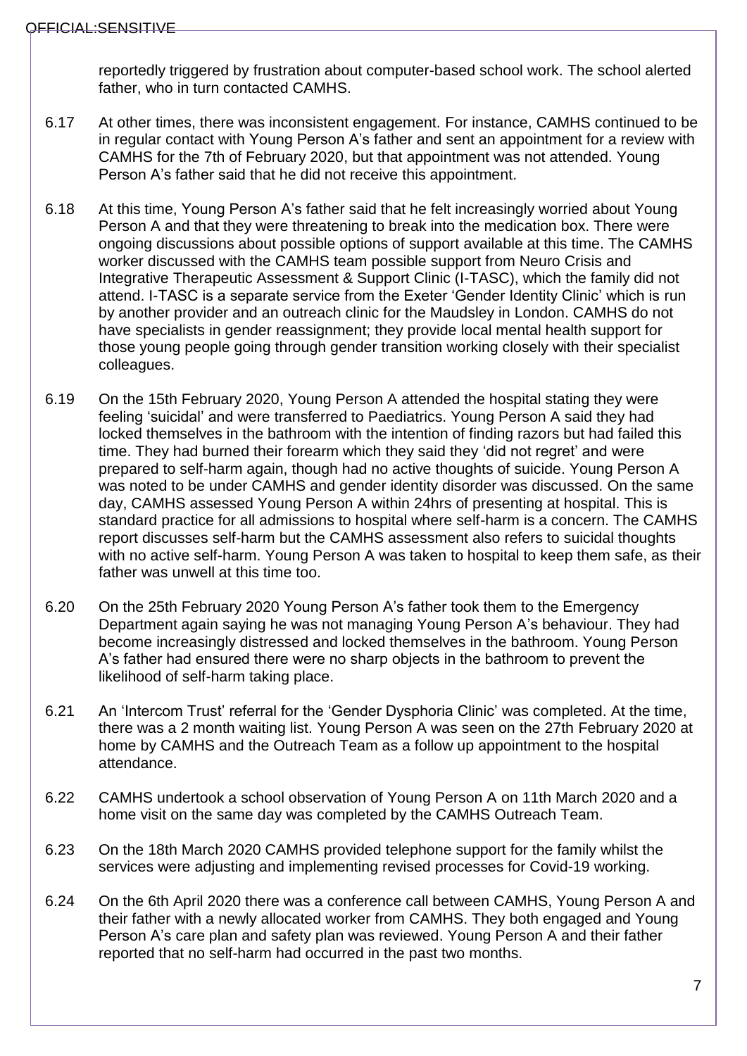reportedly triggered by frustration about computer-based school work. The school alerted father, who in turn contacted CAMHS.

6.17 At other times, there was inconsistent engagement. For instance, CAMHS continued to be in regular contact with Young Person A's father and sent an appointment for a review with CAMHS for the 7th of February 2020, but that appointment was not attended. Young Person A's father said that he did not receive this appointment.

6.18 At this time, Young Person A's father said that he felt increasingly worried about Young Person A and that they were threatening to break into the medication box. There were ongoing discussions about possible options of support available at this time. The CAMHS worker discussed with the CAMHS team possible support from Neuro Crisis and Integrative Therapeutic Assessment & Support Clinic (I-TASC), which the family did not attend. I-TASC is a separate service from the Exeter 'Gender Identity Clinic' which is run by another provider and an outreach clinic for the Maudsley in London. CAMHS do not have specialists in gender reassignment; they provide local mental health support for those young people going through gender transition working closely with their specialist colleagues.

6.19 On the 15th February 2020, Young Person A attended the hospital stating they were feeling 'suicidal' and were transferred to Paediatrics. Young Person A said they had locked themselves in the bathroom with the intention of finding razors but had failed this time. They had burned their forearm which they said they 'did not regret' and were prepared to self-harm again, though had no active thoughts of suicide. Young Person A was noted to be under CAMHS and gender identity disorder was discussed. On the same day, CAMHS assessed Young Person A within 24hrs of presenting at hospital. This is standard practice for all admissions to hospital where self-harm is a concern. The CAMHS report discusses self-harm but the CAMHS assessment also refers to suicidal thoughts with no active self-harm. Young Person A was taken to hospital to keep them safe, as their father was unwell at this time too.

6.20 On the 25th February 2020 Young Person A's father took them to the Emergency Department again saying he was not managing Young Person A's behaviour. They had become increasingly distressed and locked themselves in the bathroom. Young Person A's father had ensured there were no sharp objects in the bathroom to prevent the likelihood of self-harm taking place.

6.21 An 'Intercom Trust' referral for the 'Gender Dysphoria Clinic' was completed. At the time, there was a 2 month waiting list. Young Person A was seen on the 27th February 2020 at home by CAMHS and the Outreach Team as a follow up appointment to the hospital attendance.

6.22 CAMHS undertook a school observation of Young Person A on 11th March 2020 and a home visit on the same day was completed by the CAMHS Outreach Team.

6.23 On the 18th March 2020 CAMHS provided telephone support for the family whilst the services were adjusting and implementing revised processes for Covid-19 working.

6.24 On the 6th April 2020 there was a conference call between CAMHS, Young Person A and their father with a newly allocated worker from CAMHS. They both engaged and Young Person A's care plan and safety plan was reviewed. Young Person A and their father reported that no self-harm had occurred in the past two months.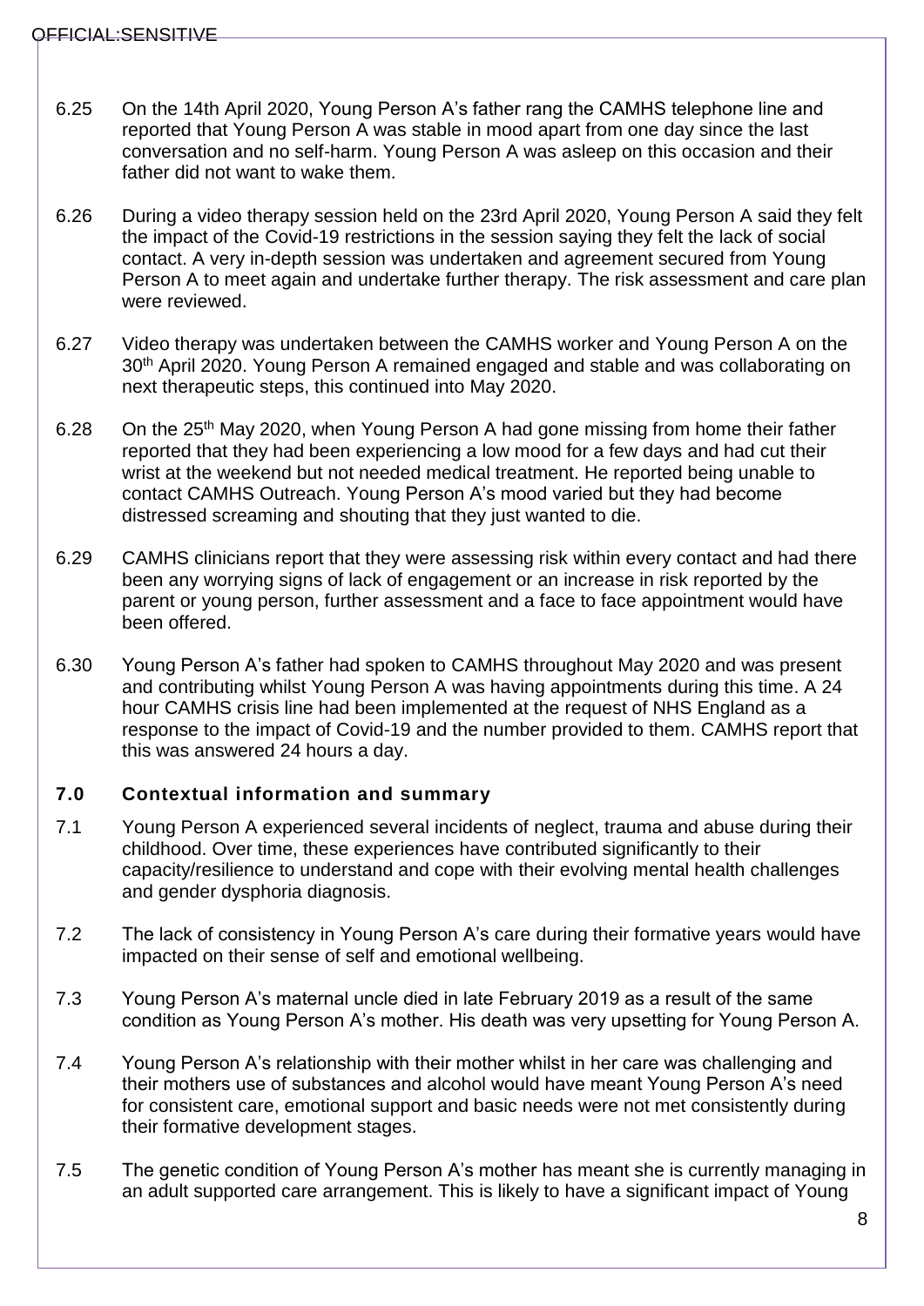6.25 On the 14th April 2020, Young Person A's father rang the CAMHS telephone line and reported that Young Person A was stable in mood apart from one day since the last conversation and no self-harm. Young Person A was asleep on this occasion and their father did not want to wake them.

6.26 During a video therapy session held on the 23rd April 2020, Young Person A said they felt the impact of the Covid-19 restrictions in the session saying they felt the lack of social contact. A very in-depth session was undertaken and agreement secured from Young Person A to meet again and undertake further therapy. The risk assessment and care plan were reviewed.

6.27 Video therapy was undertaken between the CAMHS worker and Young Person A on the 30th April 2020. Young Person A remained engaged and stable and was collaborating on next therapeutic steps, this continued into May 2020.

6.28 On the 25th May 2020, when Young Person A had gone missing from home their father reported that they had been experiencing a low mood for a few days and had cut their wrist at the weekend but not needed medical treatment. He reported being unable to contact CAMHS Outreach. Young Person A's mood varied but they had become distressed screaming and shouting that they just wanted to die.

6.29 CAMHS clinicians report that they were assessing risk within every contact and had there been any worrying signs of lack of engagement or an increase in risk reported by the parent or young person, further assessment and a face to face appointment would have been offered.

6.30 Young Person A's father had spoken to CAMHS throughout May 2020 and was present and contributing whilst Young Person A was having appointments during this time. A 24 hour CAMHS crisis line had been implemented at the request of NHS England as a response to the impact of Covid-19 and the number provided to them. CAMHS report that this was answered 24 hours a day.

## 7.0 Contextual information and summary

7.1 Young Person A experienced several incidents of neglect, trauma and abuse during their childhood. Over time, these experiences have contributed significantly to their capacity/resilience to understand and cope with their evolving mental health challenges and gender dysphoria diagnosis.

7.2 The lack of consistency in Young Person A's care during their formative years would have impacted on their sense of self and emotional wellbeing.

7.3 Young Person A's maternal uncle died in late February 2019 as a result of the same condition as Young Person A's mother. His death was very upsetting for Young Person A.

7.4 Young Person A's relationship with their mother whilst in her care was challenging and their mothers use of substances and alcohol would have meant Young Person A's need for consistent care, emotional support and basic needs were not met consistently during their formative development stages.

7.5 The genetic condition of Young Person A's mother has meant she is currently managing in an adult supported care arrangement. This is likely to have a significant impact of Young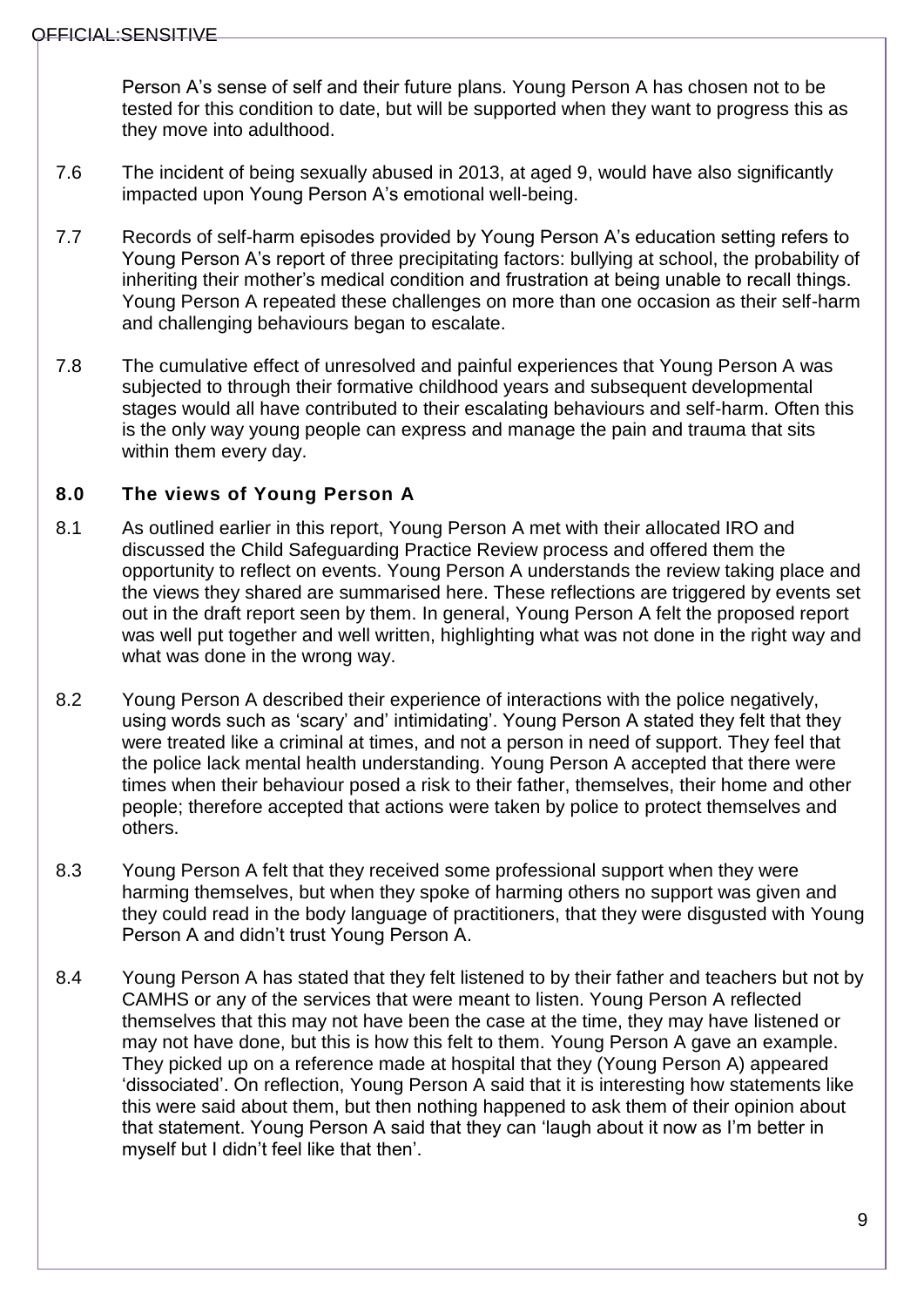Person A's sense of self and their future plans. Young Person A has chosen not to be tested for this condition to date, but will be supported when they want to progress this as they move into adulthood.

7.6 The incident of being sexually abused in 2013, at aged 9, would have also significantly impacted upon Young Person A's emotional well-being.

7.7 Records of self-harm episodes provided by Young Person A's education setting refers to Young Person A's report of three precipitating factors: bullying at school, the probability of inheriting their mother's medical condition and frustration at being unable to recall things. Young Person A repeated these challenges on more than one occasion as their self-harm and challenging behaviours began to escalate.

7.8 The cumulative effect of unresolved and painful experiences that Young Person A was subjected to through their formative childhood years and subsequent developmental stages would all have contributed to their escalating behaviours and self-harm. Often this is the only way young people can express and manage the pain and trauma that sits within them every day.

## 8.0 The views of Young Person A

8.1 As outlined earlier in this report, Young Person A met with their allocated IRO and discussed the Child Safeguarding Practice Review process and offered them the opportunity to reflect on events. Young Person A understands the review taking place and the views they shared are summarised here. These reflections are triggered by events set out in the draft report seen by them. In general, Young Person A felt the proposed report was well put together and well written, highlighting what was not done in the right way and what was done in the wrong way.

8.2 Young Person A described their experience of interactions with the police negatively, using words such as 'scary' and' intimidating'. Young Person A stated they felt that they were treated like a criminal at times, and not a person in need of support. They feel that the police lack mental health understanding. Young Person A accepted that there were times when their behaviour posed a risk to their father, themselves, their home and other people; therefore accepted that actions were taken by police to protect themselves and others.

8.3 Young Person A felt that they received some professional support when they were harming themselves, but when they spoke of harming others no support was given and they could read in the body language of practitioners, that they were disgusted with Young Person A and didn't trust Young Person A.

8.4 Young Person A has stated that they felt listened to by their father and teachers but not by CAMHS or any of the services that were meant to listen. Young Person A reflected themselves that this may not have been the case at the time, they may have listened or may not have done, but this is how this felt to them. Young Person A gave an example. They picked up on a reference made at hospital that they (Young Person A) appeared 'dissociated'. On reflection, Young Person A said that it is interesting how statements like this were said about them, but then nothing happened to ask them of their opinion about that statement. Young Person A said that they can 'laugh about it now as I'm better in myself but I didn't feel like that then'.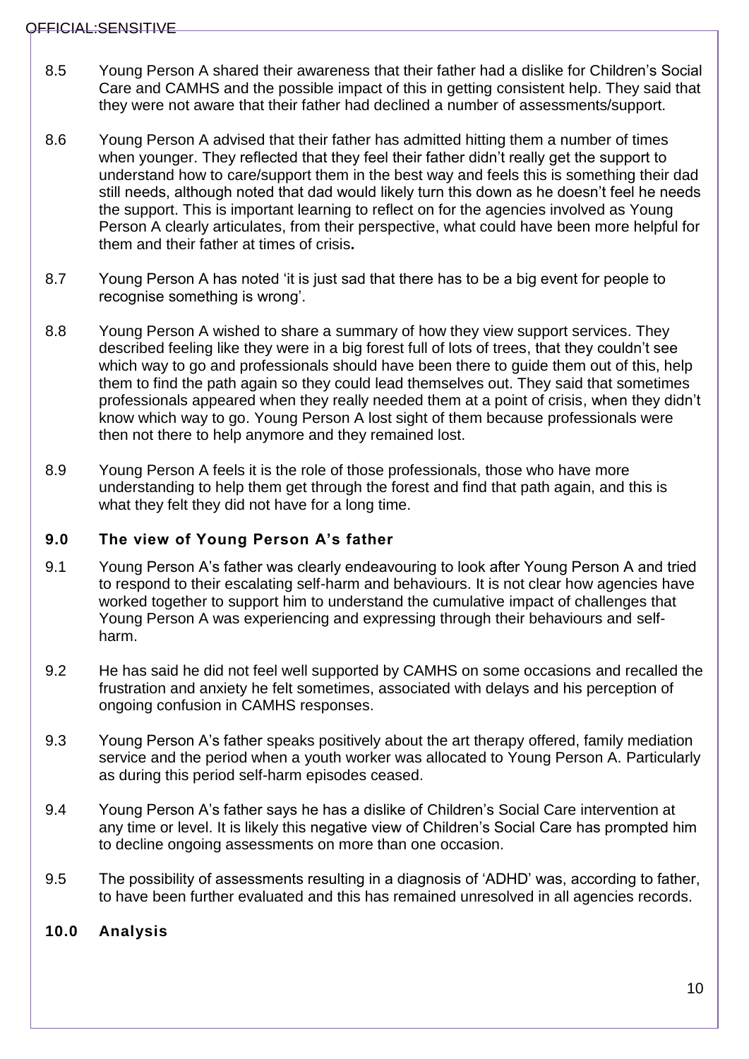8.5 Young Person A shared their awareness that their father had a dislike for Children's Social Care and CAMHS and the possible impact of this in getting consistent help. They said that they were not aware that their father had declined a number of assessments/support.

8.6 Young Person A advised that their father has admitted hitting them a number of times when younger. They reflected that they feel their father didn't really get the support to understand how to care/support them in the best way and feels this is something their dad still needs, although noted that dad would likely turn this down as he doesn't feel he needs the support. This is important learning to reflect on for the agencies involved as Young Person A clearly articulates, from their perspective, what could have been more helpful for them and their father at times of crisis**.**

8.7 Young Person A has noted 'it is just sad that there has to be a big event for people to recognise something is wrong'.

8.8 Young Person A wished to share a summary of how they view support services. They described feeling like they were in a big forest full of lots of trees, that they couldn't see which way to go and professionals should have been there to guide them out of this, help them to find the path again so they could lead themselves out. They said that sometimes professionals appeared when they really needed them at a point of crisis, when they didn't know which way to go. Young Person A lost sight of them because professionals were then not there to help anymore and they remained lost.

8.9 Young Person A feels it is the role of those professionals, those who have more understanding to help them get through the forest and find that path again, and this is what they felt they did not have for a long time.

## 9.0 The view of Young Person A's father

9.1 Young Person A's father was clearly endeavouring to look after Young Person A and tried to respond to their escalating self-harm and behaviours. It is not clear how agencies have worked together to support him to understand the cumulative impact of challenges that Young Person A was experiencing and expressing through their behaviours and self-harm.

9.2 He has said he did not feel well supported by CAMHS on some occasions and recalled the frustration and anxiety he felt sometimes, associated with delays and his perception of ongoing confusion in CAMHS responses.

9.3 Young Person A's father speaks positively about the art therapy offered, family mediation service and the period when a youth worker was allocated to Young Person A. Particularly as during this period self-harm episodes ceased.

9.4 Young Person A's father says he has a dislike of Children's Social Care intervention at any time or level. It is likely this negative view of Children's Social Care has prompted him to decline ongoing assessments on more than one occasion.

9.5 The possibility of assessments resulting in a diagnosis of 'ADHD' was, according to father, to have been further evaluated and this has remained unresolved in all agencies records.

## 10.0 Analysis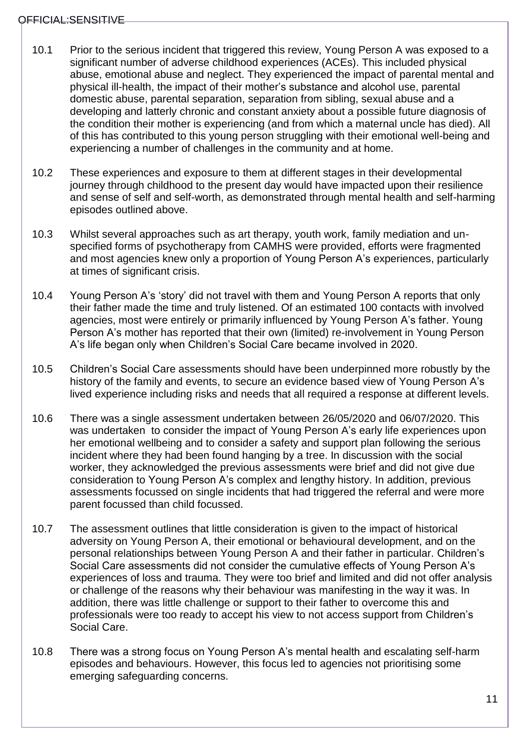10.1 Prior to the serious incident that triggered this review, Young Person A was exposed to a significant number of adverse childhood experiences (ACEs). This included physical abuse, emotional abuse and neglect. They experienced the impact of parental mental and physical ill-health, the impact of their mother's substance and alcohol use, parental domestic abuse, parental separation, separation from sibling, sexual abuse and a developing and latterly chronic and constant anxiety about a possible future diagnosis of the condition their mother is experiencing (and from which a maternal uncle has died). All of this has contributed to this young person struggling with their emotional well-being and experiencing a number of challenges in the community and at home.

10.2 These experiences and exposure to them at different stages in their developmental journey through childhood to the present day would have impacted upon their resilience and sense of self and self-worth, as demonstrated through mental health and self-harming episodes outlined above.

10.3 Whilst several approaches such as art therapy, youth work, family mediation and un-specified forms of psychotherapy from CAMHS were provided, efforts were fragmented and most agencies knew only a proportion of Young Person A's experiences, particularly at times of significant crisis.

10.4 Young Person A's 'story' did not travel with them and Young Person A reports that only their father made the time and truly listened. Of an estimated 100 contacts with involved agencies, most were entirely or primarily influenced by Young Person A's father. Young Person A's mother has reported that their own (limited) re-involvement in Young Person A's life began only when Children's Social Care became involved in 2020.

10.5 Children's Social Care assessments should have been underpinned more robustly by the history of the family and events, to secure an evidence based view of Young Person A's lived experience including risks and needs that all required a response at different levels.

10.6 There was a single assessment undertaken between 26/05/2020 and 06/07/2020. This was undertaken to consider the impact of Young Person A's early life experiences upon her emotional wellbeing and to consider a safety and support plan following the serious incident where they had been found hanging by a tree. In discussion with the social worker, they acknowledged the previous assessments were brief and did not give due consideration to Young Person A's complex and lengthy history. In addition, previous assessments focussed on single incidents that had triggered the referral and were more parent focussed than child focussed.

10.7 The assessment outlines that little consideration is given to the impact of historical adversity on Young Person A, their emotional or behavioural development, and on the personal relationships between Young Person A and their father in particular. Children's Social Care assessments did not consider the cumulative effects of Young Person A's experiences of loss and trauma. They were too brief and limited and did not offer analysis or challenge of the reasons why their behaviour was manifesting in the way it was. In addition, there was little challenge or support to their father to overcome this and professionals were too ready to accept his view to not access support from Children's Social Care.

10.8 There was a strong focus on Young Person A's mental health and escalating self-harm episodes and behaviours. However, this focus led to agencies not prioritising some emerging safeguarding concerns.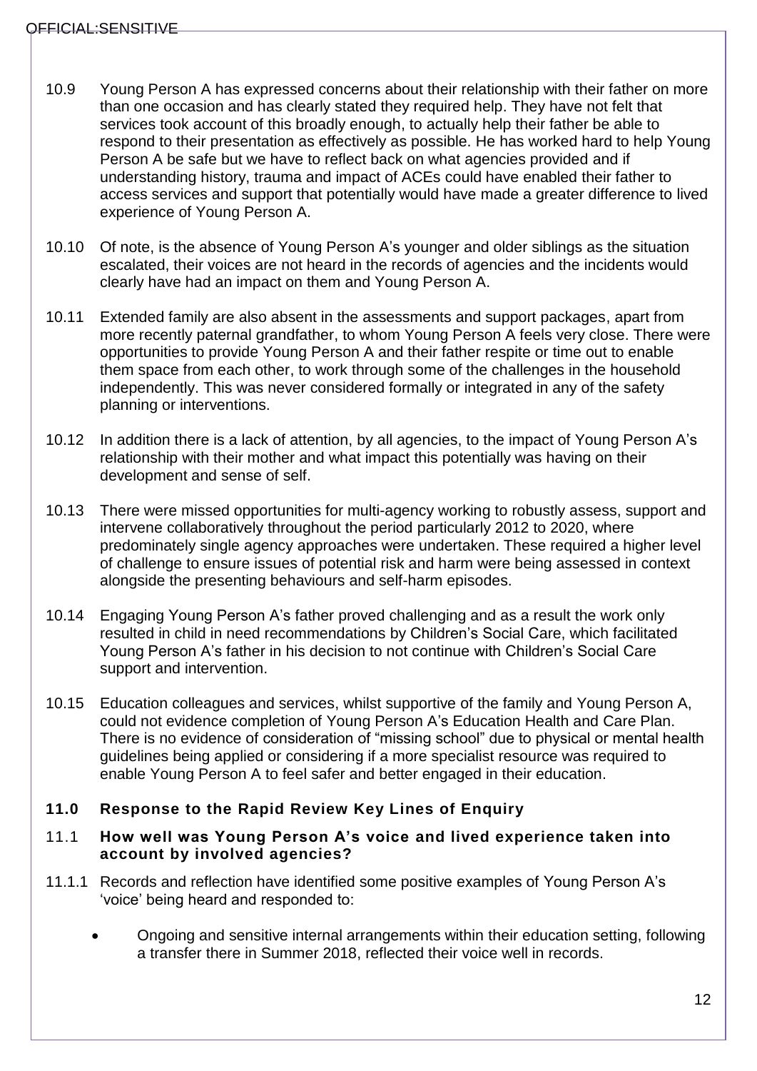10.9 Young Person A has expressed concerns about their relationship with their father on more than one occasion and has clearly stated they required help. They have not felt that services took account of this broadly enough, to actually help their father be able to respond to their presentation as effectively as possible. He has worked hard to help Young Person A be safe but we have to reflect back on what agencies provided and if understanding history, trauma and impact of ACEs could have enabled their father to access services and support that potentially would have made a greater difference to lived experience of Young Person A.

10.10 Of note, is the absence of Young Person A's younger and older siblings as the situation escalated, their voices are not heard in the records of agencies and the incidents would clearly have had an impact on them and Young Person A.

10.11 Extended family are also absent in the assessments and support packages, apart from more recently paternal grandfather, to whom Young Person A feels very close. There were opportunities to provide Young Person A and their father respite or time out to enable them space from each other, to work through some of the challenges in the household independently. This was never considered formally or integrated in any of the safety planning or interventions.

10.12 In addition there is a lack of attention, by all agencies, to the impact of Young Person A's relationship with their mother and what impact this potentially was having on their development and sense of self.

10.13 There were missed opportunities for multi-agency working to robustly assess, support and intervene collaboratively throughout the period particularly 2012 to 2020, where predominately single agency approaches were undertaken. These required a higher level of challenge to ensure issues of potential risk and harm were being assessed in context alongside the presenting behaviours and self-harm episodes.

10.14 Engaging Young Person A's father proved challenging and as a result the work only resulted in child in need recommendations by Children's Social Care, which facilitated Young Person A's father in his decision to not continue with Children's Social Care support and intervention.

10.15 Education colleagues and services, whilst supportive of the family and Young Person A, could not evidence completion of Young Person A's Education Health and Care Plan. There is no evidence of consideration of "missing school" due to physical or mental health guidelines being applied or considering if a more specialist resource was required to enable Young Person A to feel safer and better engaged in their education.

## 11.0 Response to the Rapid Review Key Lines of Enquiry

### 11.1 How well was Young Person A's voice and lived experience taken into account by involved agencies?

11.1.1 Records and reflection have identified some positive examples of Young Person A's 'voice' being heard and responded to:

- Ongoing and sensitive internal arrangements within their education setting, following a transfer there in Summer 2018, reflected their voice well in records.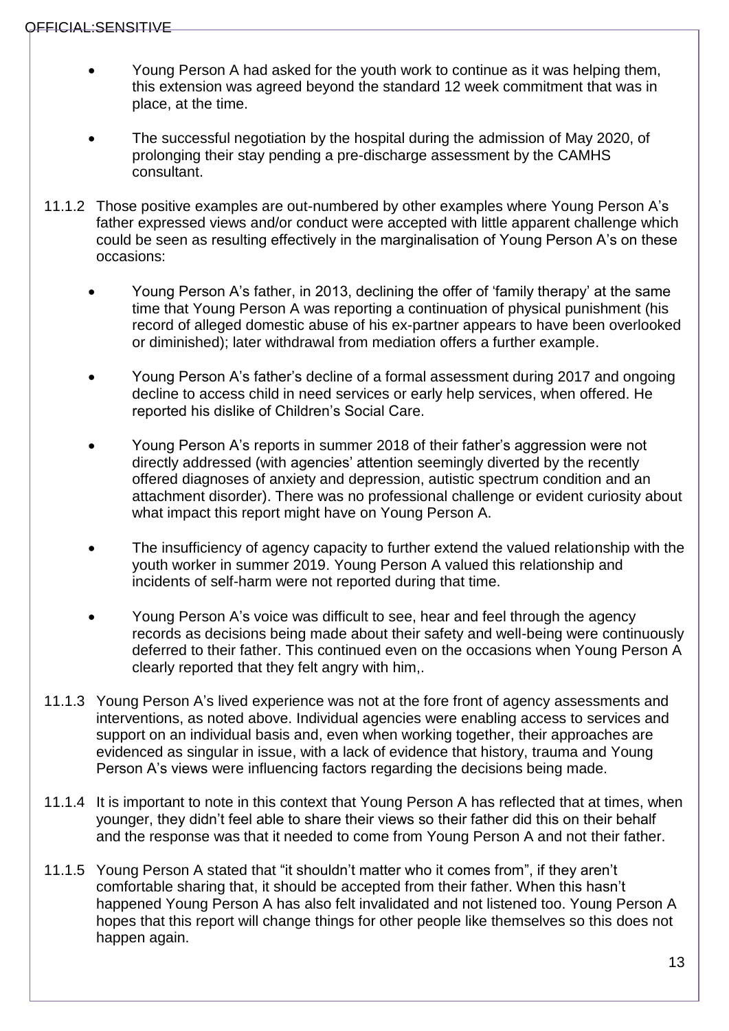- Young Person A had asked for the youth work to continue as it was helping them, this extension was agreed beyond the standard 12 week commitment that was in place, at the time.

- The successful negotiation by the hospital during the admission of May 2020, of prolonging their stay pending a pre-discharge assessment by the CAMHS consultant.

11.1.2 Those positive examples are out-numbered by other examples where Young Person A's father expressed views and/or conduct were accepted with little apparent challenge which could be seen as resulting effectively in the marginalisation of Young Person A's on these occasions:

- Young Person A's father, in 2013, declining the offer of 'family therapy' at the same time that Young Person A was reporting a continuation of physical punishment (his record of alleged domestic abuse of his ex-partner appears to have been overlooked or diminished); later withdrawal from mediation offers a further example.

- Young Person A's father's decline of a formal assessment during 2017 and ongoing decline to access child in need services or early help services, when offered. He reported his dislike of Children's Social Care.

- Young Person A's reports in summer 2018 of their father's aggression were not directly addressed (with agencies' attention seemingly diverted by the recently offered diagnoses of anxiety and depression, autistic spectrum condition and an attachment disorder). There was no professional challenge or evident curiosity about what impact this report might have on Young Person A.

- The insufficiency of agency capacity to further extend the valued relationship with the youth worker in summer 2019. Young Person A valued this relationship and incidents of self-harm were not reported during that time.

- Young Person A's voice was difficult to see, hear and feel through the agency records as decisions being made about their safety and well-being were continuously deferred to their father. This continued even on the occasions when Young Person A clearly reported that they felt angry with him,.

11.1.3 Young Person A's lived experience was not at the fore front of agency assessments and interventions, as noted above. Individual agencies were enabling access to services and support on an individual basis and, even when working together, their approaches are evidenced as singular in issue, with a lack of evidence that history, trauma and Young Person A's views were influencing factors regarding the decisions being made.

11.1.4 It is important to note in this context that Young Person A has reflected that at times, when younger, they didn't feel able to share their views so their father did this on their behalf and the response was that it needed to come from Young Person A and not their father.

11.1.5 Young Person A stated that "it shouldn't matter who it comes from", if they aren't comfortable sharing that, it should be accepted from their father. When this hasn't happened Young Person A has also felt invalidated and not listened too. Young Person A hopes that this report will change things for other people like themselves so this does not happen again.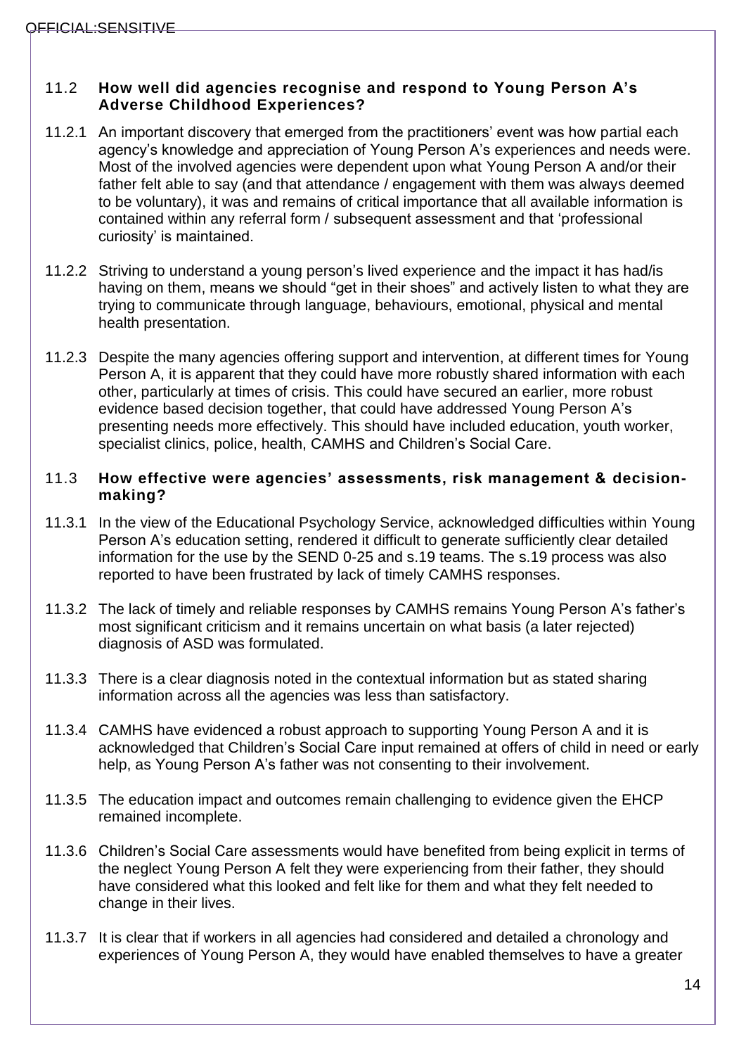### 11.2 How well did agencies recognise and respond to Young Person A's Adverse Childhood Experiences?

11.2.1 An important discovery that emerged from the practitioners' event was how partial each agency's knowledge and appreciation of Young Person A's experiences and needs were. Most of the involved agencies were dependent upon what Young Person A and/or their father felt able to say (and that attendance / engagement with them was always deemed to be voluntary), it was and remains of critical importance that all available information is contained within any referral form / subsequent assessment and that 'professional curiosity' is maintained.

11.2.2 Striving to understand a young person's lived experience and the impact it has had/is having on them, means we should "get in their shoes" and actively listen to what they are trying to communicate through language, behaviours, emotional, physical and mental health presentation.

11.2.3 Despite the many agencies offering support and intervention, at different times for Young Person A, it is apparent that they could have more robustly shared information with each other, particularly at times of crisis. This could have secured an earlier, more robust evidence based decision together, that could have addressed Young Person A's presenting needs more effectively. This should have included education, youth worker, specialist clinics, police, health, CAMHS and Children's Social Care.

### 11.3 How effective were agencies' assessments, risk management & decision-making?

11.3.1 In the view of the Educational Psychology Service, acknowledged difficulties within Young Person A's education setting, rendered it difficult to generate sufficiently clear detailed information for the use by the SEND 0-25 and s.19 teams. The s.19 process was also reported to have been frustrated by lack of timely CAMHS responses.

11.3.2 The lack of timely and reliable responses by CAMHS remains Young Person A's father's most significant criticism and it remains uncertain on what basis (a later rejected) diagnosis of ASD was formulated.

11.3.3 There is a clear diagnosis noted in the contextual information but as stated sharing information across all the agencies was less than satisfactory.

11.3.4 CAMHS have evidenced a robust approach to supporting Young Person A and it is acknowledged that Children's Social Care input remained at offers of child in need or early help, as Young Person A's father was not consenting to their involvement.

11.3.5 The education impact and outcomes remain challenging to evidence given the EHCP remained incomplete.

11.3.6 Children's Social Care assessments would have benefited from being explicit in terms of the neglect Young Person A felt they were experiencing from their father, they should have considered what this looked and felt like for them and what they felt needed to change in their lives.

11.3.7 It is clear that if workers in all agencies had considered and detailed a chronology and experiences of Young Person A, they would have enabled themselves to have a greater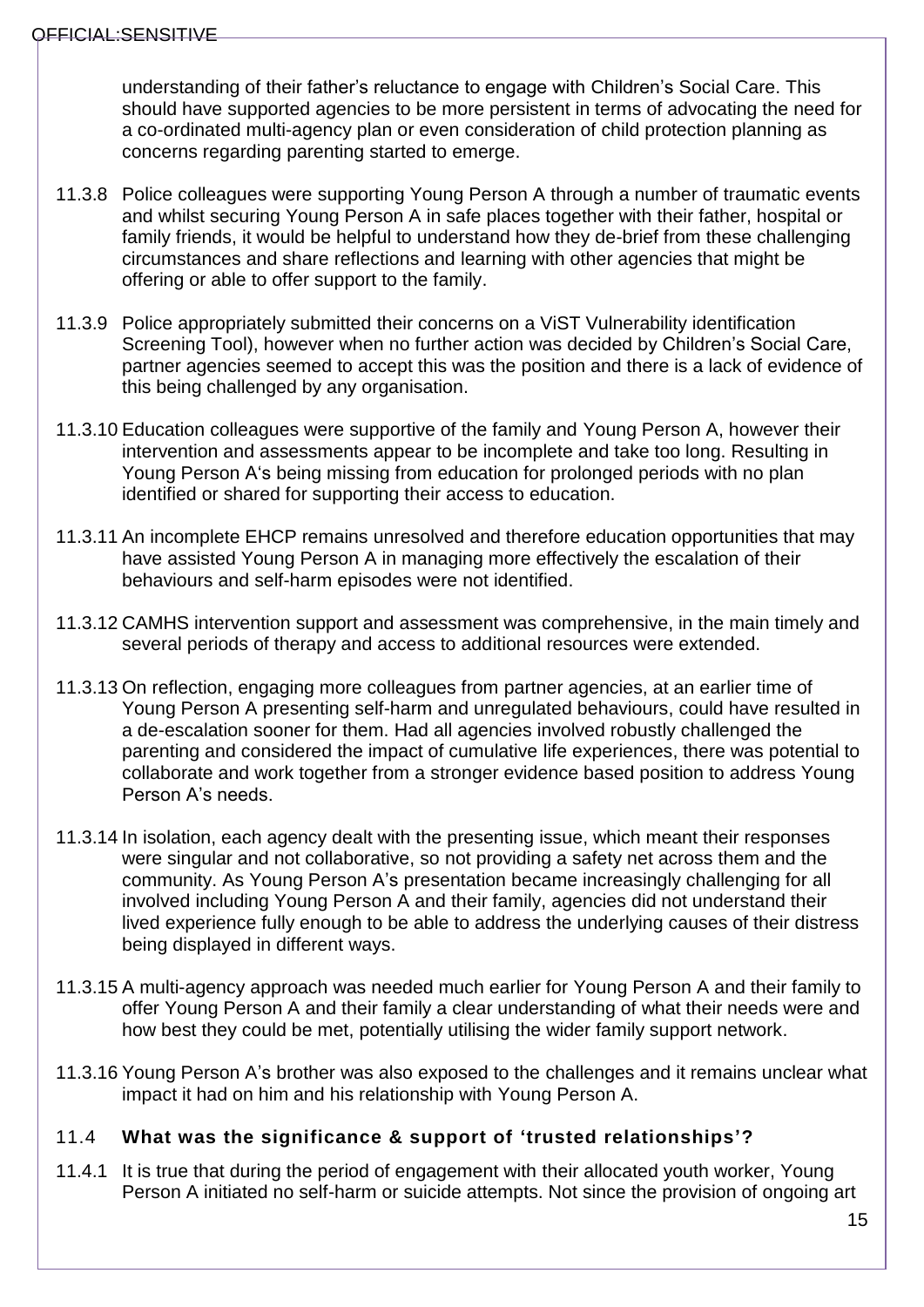understanding of their father's reluctance to engage with Children's Social Care. This should have supported agencies to be more persistent in terms of advocating the need for a co-ordinated multi-agency plan or even consideration of child protection planning as concerns regarding parenting started to emerge.

11.3.8 Police colleagues were supporting Young Person A through a number of traumatic events and whilst securing Young Person A in safe places together with their father, hospital or family friends, it would be helpful to understand how they de-brief from these challenging circumstances and share reflections and learning with other agencies that might be offering or able to offer support to the family.

11.3.9 Police appropriately submitted their concerns on a ViST Vulnerability identification Screening Tool), however when no further action was decided by Children's Social Care, partner agencies seemed to accept this was the position and there is a lack of evidence of this being challenged by any organisation.

11.3.10 Education colleagues were supportive of the family and Young Person A, however their intervention and assessments appear to be incomplete and take too long. Resulting in Young Person A's being missing from education for prolonged periods with no plan identified or shared for supporting their access to education.

11.3.11 An incomplete EHCP remains unresolved and therefore education opportunities that may have assisted Young Person A in managing more effectively the escalation of their behaviours and self-harm episodes were not identified.

11.3.12 CAMHS intervention support and assessment was comprehensive, in the main timely and several periods of therapy and access to additional resources were extended.

11.3.13 On reflection, engaging more colleagues from partner agencies, at an earlier time of Young Person A presenting self-harm and unregulated behaviours, could have resulted in a de-escalation sooner for them. Had all agencies involved robustly challenged the parenting and considered the impact of cumulative life experiences, there was potential to collaborate and work together from a stronger evidence based position to address Young Person A's needs.

11.3.14 In isolation, each agency dealt with the presenting issue, which meant their responses were singular and not collaborative, so not providing a safety net across them and the community. As Young Person A's presentation became increasingly challenging for all involved including Young Person A and their family, agencies did not understand their lived experience fully enough to be able to address the underlying causes of their distress being displayed in different ways.

11.3.15 A multi-agency approach was needed much earlier for Young Person A and their family to offer Young Person A and their family a clear understanding of what their needs were and how best they could be met, potentially utilising the wider family support network.

11.3.16 Young Person A's brother was also exposed to the challenges and it remains unclear what impact it had on him and his relationship with Young Person A.

### 11.4 What was the significance & support of 'trusted relationships'?

11.4.1 It is true that during the period of engagement with their allocated youth worker, Young Person A initiated no self-harm or suicide attempts. Not since the provision of ongoing art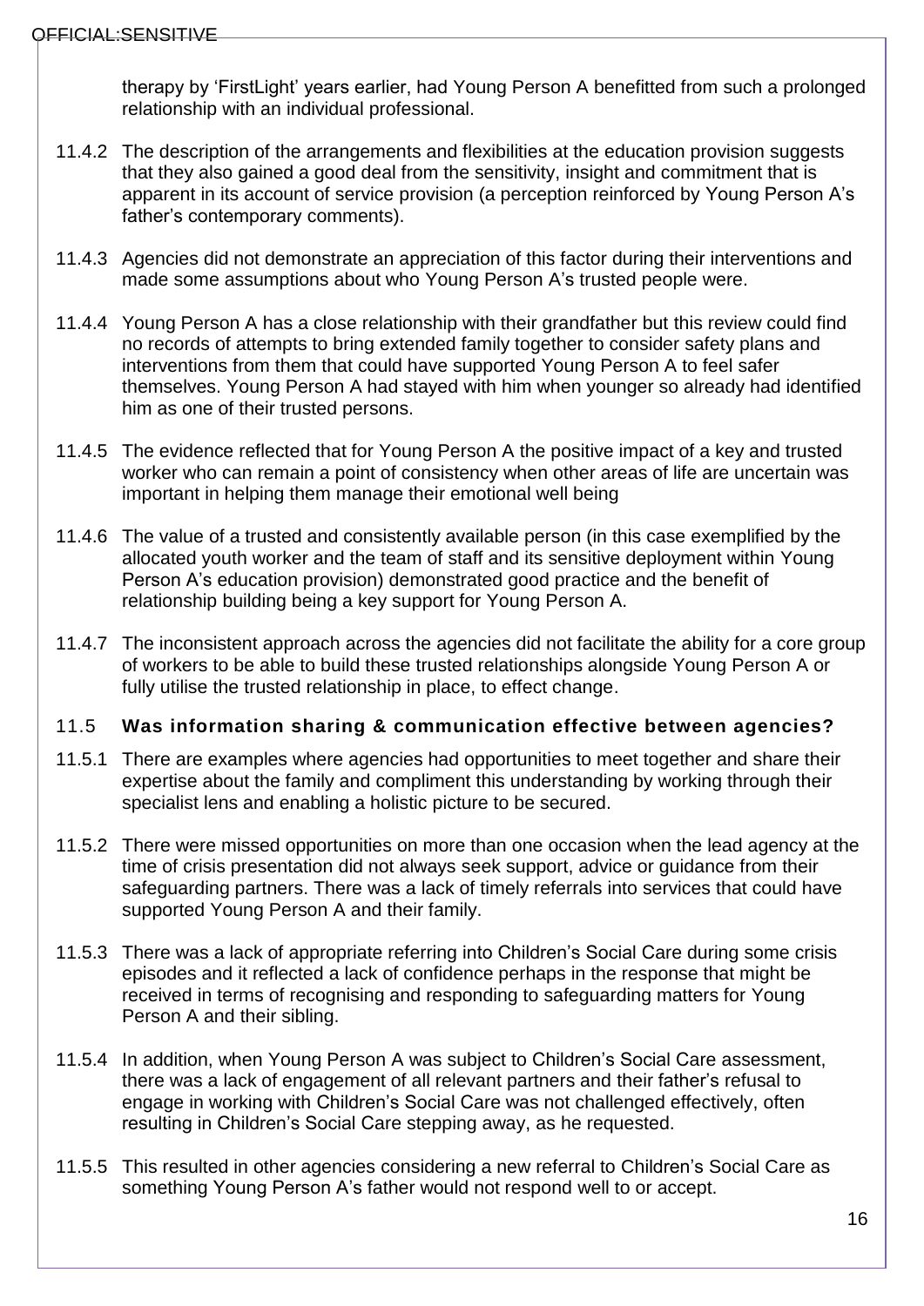therapy by 'FirstLight' years earlier, had Young Person A benefitted from such a prolonged relationship with an individual professional.

11.4.2 The description of the arrangements and flexibilities at the education provision suggests that they also gained a good deal from the sensitivity, insight and commitment that is apparent in its account of service provision (a perception reinforced by Young Person A's father's contemporary comments).

11.4.3 Agencies did not demonstrate an appreciation of this factor during their interventions and made some assumptions about who Young Person A's trusted people were.

11.4.4 Young Person A has a close relationship with their grandfather but this review could find no records of attempts to bring extended family together to consider safety plans and interventions from them that could have supported Young Person A to feel safer themselves. Young Person A had stayed with him when younger so already had identified him as one of their trusted persons.

11.4.5 The evidence reflected that for Young Person A the positive impact of a key and trusted worker who can remain a point of consistency when other areas of life are uncertain was important in helping them manage their emotional well being

11.4.6 The value of a trusted and consistently available person (in this case exemplified by the allocated youth worker and the team of staff and its sensitive deployment within Young Person A's education provision) demonstrated good practice and the benefit of relationship building being a key support for Young Person A.

11.4.7 The inconsistent approach across the agencies did not facilitate the ability for a core group of workers to be able to build these trusted relationships alongside Young Person A or fully utilise the trusted relationship in place, to effect change.

### 11.5 Was information sharing & communication effective between agencies?

11.5.1 There are examples where agencies had opportunities to meet together and share their expertise about the family and compliment this understanding by working through their specialist lens and enabling a holistic picture to be secured.

11.5.2 There were missed opportunities on more than one occasion when the lead agency at the time of crisis presentation did not always seek support, advice or guidance from their safeguarding partners. There was a lack of timely referrals into services that could have supported Young Person A and their family.

11.5.3 There was a lack of appropriate referring into Children's Social Care during some crisis episodes and it reflected a lack of confidence perhaps in the response that might be received in terms of recognising and responding to safeguarding matters for Young Person A and their sibling.

11.5.4 In addition, when Young Person A was subject to Children's Social Care assessment, there was a lack of engagement of all relevant partners and their father's refusal to engage in working with Children's Social Care was not challenged effectively, often resulting in Children's Social Care stepping away, as he requested.

11.5.5 This resulted in other agencies considering a new referral to Children's Social Care as something Young Person A's father would not respond well to or accept.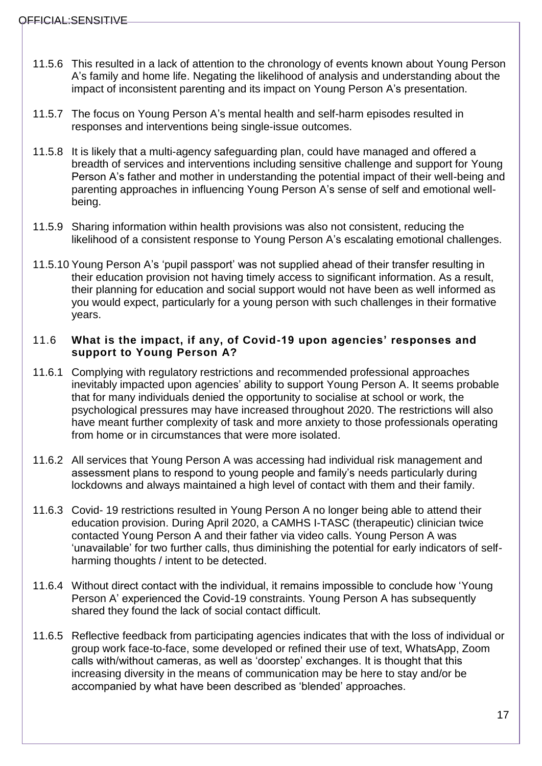11.5.6 This resulted in a lack of attention to the chronology of events known about Young Person A's family and home life. Negating the likelihood of analysis and understanding about the impact of inconsistent parenting and its impact on Young Person A's presentation.

11.5.7 The focus on Young Person A's mental health and self-harm episodes resulted in responses and interventions being single-issue outcomes.

11.5.8 It is likely that a multi-agency safeguarding plan, could have managed and offered a breadth of services and interventions including sensitive challenge and support for Young Person A's father and mother in understanding the potential impact of their well-being and parenting approaches in influencing Young Person A's sense of self and emotional well-being.

11.5.9 Sharing information within health provisions was also not consistent, reducing the likelihood of a consistent response to Young Person A's escalating emotional challenges.

11.5.10 Young Person A's 'pupil passport' was not supplied ahead of their transfer resulting in their education provision not having timely access to significant information. As a result, their planning for education and social support would not have been as well informed as you would expect, particularly for a young person with such challenges in their formative years.

### 11.6 What is the impact, if any, of Covid-19 upon agencies' responses and support to Young Person A?

11.6.1 Complying with regulatory restrictions and recommended professional approaches inevitably impacted upon agencies' ability to support Young Person A. It seems probable that for many individuals denied the opportunity to socialise at school or work, the psychological pressures may have increased throughout 2020. The restrictions will also have meant further complexity of task and more anxiety to those professionals operating from home or in circumstances that were more isolated.

11.6.2 All services that Young Person A was accessing had individual risk management and assessment plans to respond to young people and family's needs particularly during lockdowns and always maintained a high level of contact with them and their family.

11.6.3 Covid- 19 restrictions resulted in Young Person A no longer being able to attend their education provision. During April 2020, a CAMHS I-TASC (therapeutic) clinician twice contacted Young Person A and their father via video calls. Young Person A was 'unavailable' for two further calls, thus diminishing the potential for early indicators of self-harming thoughts / intent to be detected.

11.6.4 Without direct contact with the individual, it remains impossible to conclude how 'Young Person A' experienced the Covid-19 constraints. Young Person A has subsequently shared they found the lack of social contact difficult.

11.6.5 Reflective feedback from participating agencies indicates that with the loss of individual or group work face-to-face, some developed or refined their use of text, WhatsApp, Zoom calls with/without cameras, as well as 'doorstep' exchanges. It is thought that this increasing diversity in the means of communication may be here to stay and/or be accompanied by what have been described as 'blended' approaches.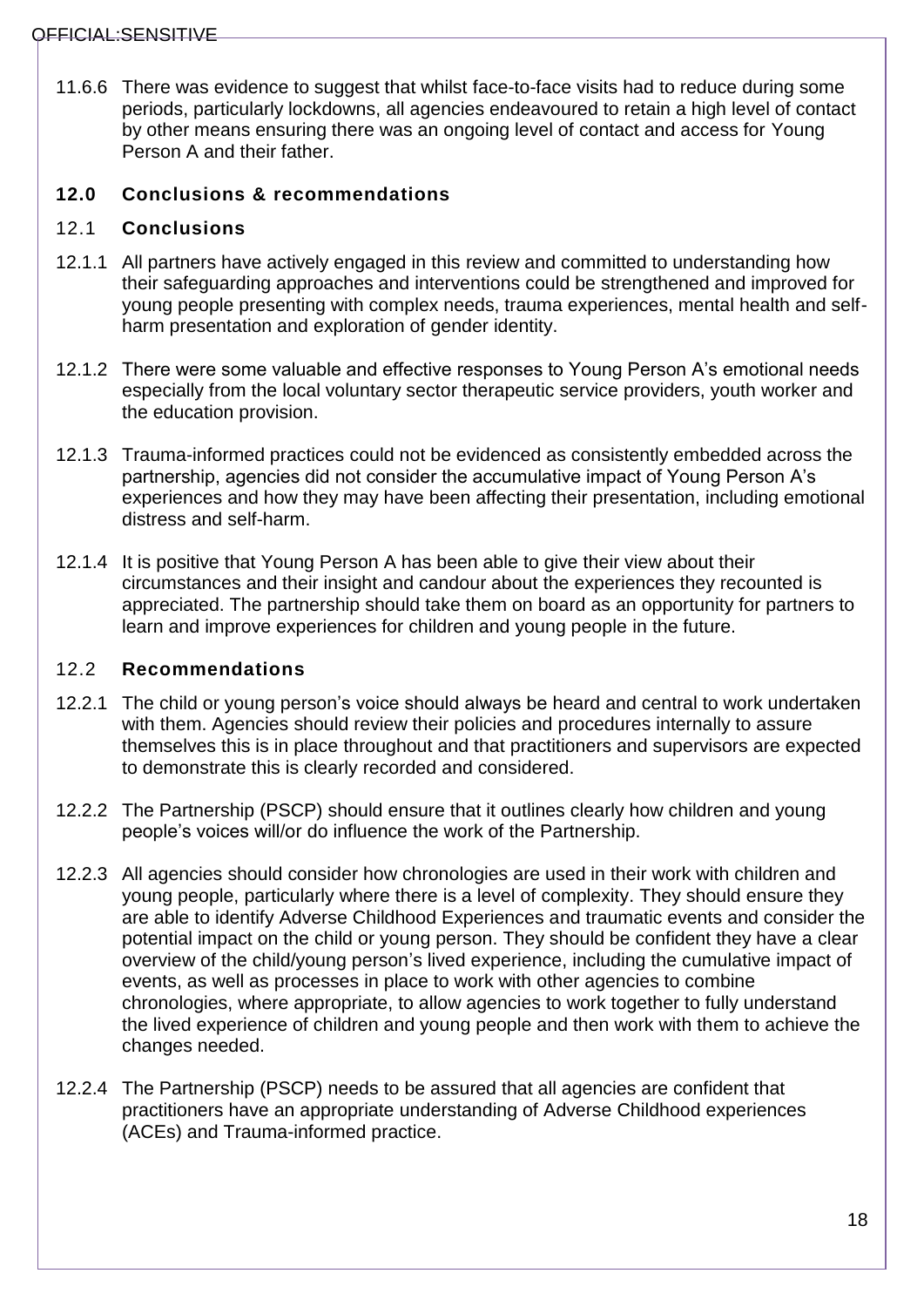11.6.6 There was evidence to suggest that whilst face-to-face visits had to reduce during some periods, particularly lockdowns, all agencies endeavoured to retain a high level of contact by other means ensuring there was an ongoing level of contact and access for Young Person A and their father.

## 12.0 Conclusions & recommendations

### 12.1 Conclusions

12.1.1 All partners have actively engaged in this review and committed to understanding how their safeguarding approaches and interventions could be strengthened and improved for young people presenting with complex needs, trauma experiences, mental health and self-harm presentation and exploration of gender identity.

12.1.2 There were some valuable and effective responses to Young Person A's emotional needs especially from the local voluntary sector therapeutic service providers, youth worker and the education provision.

12.1.3 Trauma-informed practices could not be evidenced as consistently embedded across the partnership, agencies did not consider the accumulative impact of Young Person A's experiences and how they may have been affecting their presentation, including emotional distress and self-harm.

12.1.4 It is positive that Young Person A has been able to give their view about their circumstances and their insight and candour about the experiences they recounted is appreciated. The partnership should take them on board as an opportunity for partners to learn and improve experiences for children and young people in the future.

### 12.2 Recommendations

12.2.1 The child or young person's voice should always be heard and central to work undertaken with them. Agencies should review their policies and procedures internally to assure themselves this is in place throughout and that practitioners and supervisors are expected to demonstrate this is clearly recorded and considered.

12.2.2 The Partnership (PSCP) should ensure that it outlines clearly how children and young people's voices will/or do influence the work of the Partnership.

12.2.3 All agencies should consider how chronologies are used in their work with children and young people, particularly where there is a level of complexity. They should ensure they are able to identify Adverse Childhood Experiences and traumatic events and consider the potential impact on the child or young person. They should be confident they have a clear overview of the child/young person's lived experience, including the cumulative impact of events, as well as processes in place to work with other agencies to combine chronologies, where appropriate, to allow agencies to work together to fully understand the lived experience of children and young people and then work with them to achieve the changes needed.

12.2.4 The Partnership (PSCP) needs to be assured that all agencies are confident that practitioners have an appropriate understanding of Adverse Childhood experiences (ACEs) and Trauma-informed practice.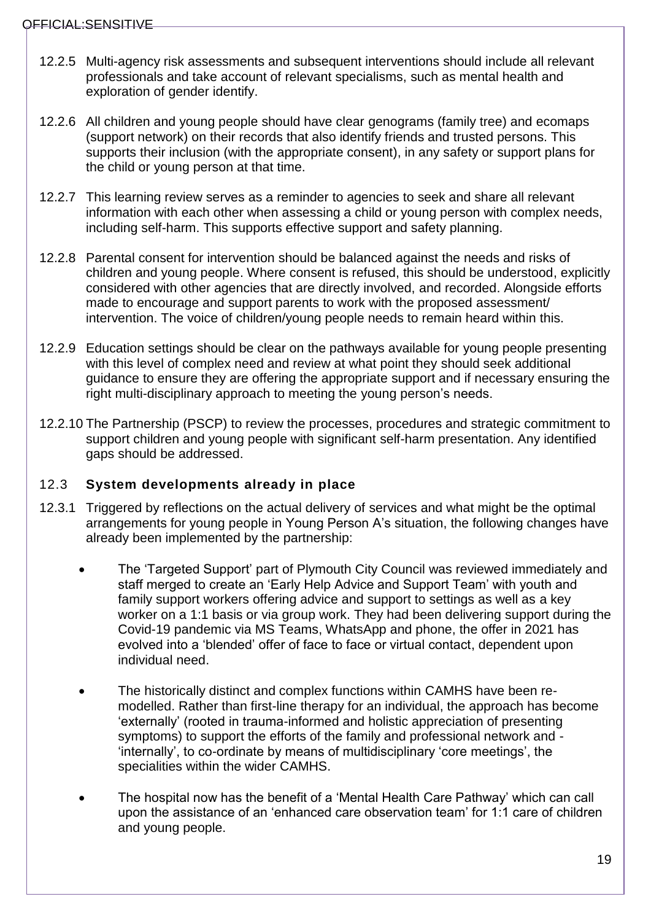12.2.5 Multi-agency risk assessments and subsequent interventions should include all relevant professionals and take account of relevant specialisms, such as mental health and exploration of gender identify.

12.2.6 All children and young people should have clear genograms (family tree) and ecomaps (support network) on their records that also identify friends and trusted persons. This supports their inclusion (with the appropriate consent), in any safety or support plans for the child or young person at that time.

12.2.7 This learning review serves as a reminder to agencies to seek and share all relevant information with each other when assessing a child or young person with complex needs, including self-harm. This supports effective support and safety planning.

12.2.8 Parental consent for intervention should be balanced against the needs and risks of children and young people. Where consent is refused, this should be understood, explicitly considered with other agencies that are directly involved, and recorded. Alongside efforts made to encourage and support parents to work with the proposed assessment/ intervention. The voice of children/young people needs to remain heard within this.

12.2.9 Education settings should be clear on the pathways available for young people presenting with this level of complex need and review at what point they should seek additional guidance to ensure they are offering the appropriate support and if necessary ensuring the right multi-disciplinary approach to meeting the young person's needs.

12.2.10 The Partnership (PSCP) to review the processes, procedures and strategic commitment to support children and young people with significant self-harm presentation. Any identified gaps should be addressed.

## 12.3 System developments already in place

12.3.1 Triggered by reflections on the actual delivery of services and what might be the optimal arrangements for young people in Young Person A's situation, the following changes have already been implemented by the partnership:

- The 'Targeted Support' part of Plymouth City Council was reviewed immediately and staff merged to create an 'Early Help Advice and Support Team' with youth and family support workers offering advice and support to settings as well as a key worker on a 1:1 basis or via group work. They had been delivering support during the Covid-19 pandemic via MS Teams, WhatsApp and phone, the offer in 2021 has evolved into a 'blended' offer of face to face or virtual contact, dependent upon individual need.

- The historically distinct and complex functions within CAMHS have been re-modelled. Rather than first-line therapy for an individual, the approach has become 'externally' (rooted in trauma-informed and holistic appreciation of presenting symptoms) to support the efforts of the family and professional network and - 'internally', to co-ordinate by means of multidisciplinary 'core meetings', the specialities within the wider CAMHS.

- The hospital now has the benefit of a 'Mental Health Care Pathway' which can call upon the assistance of an 'enhanced care observation team' for 1:1 care of children and young people.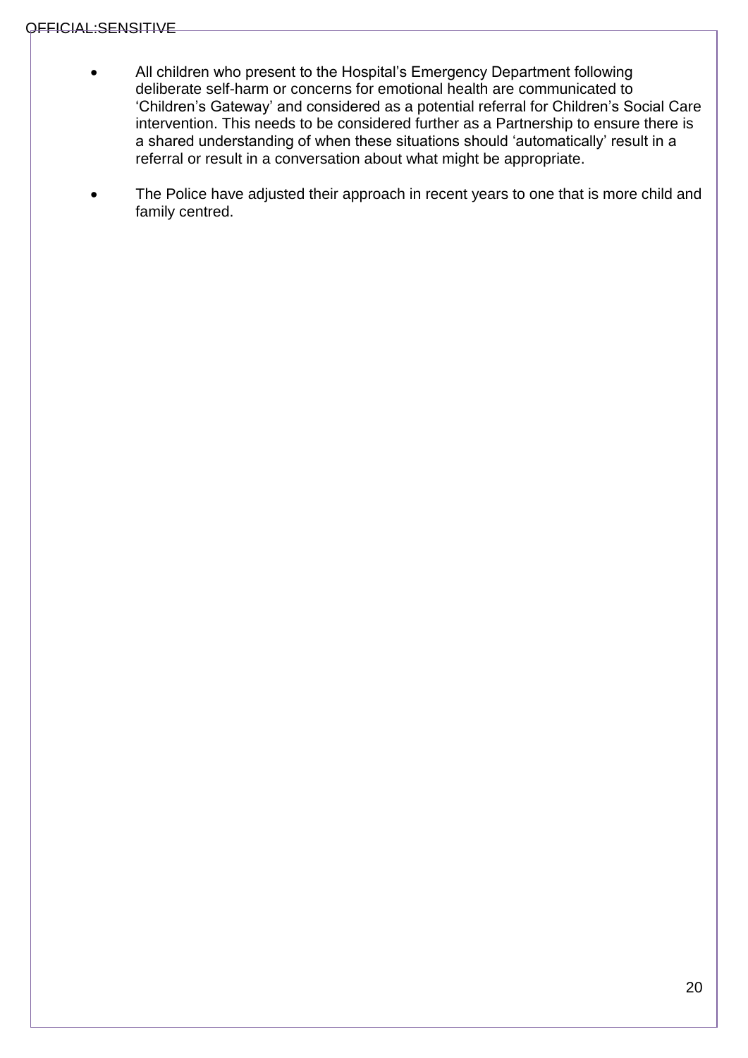- All children who present to the Hospital's Emergency Department following deliberate self-harm or concerns for emotional health are communicated to 'Children's Gateway' and considered as a potential referral for Children's Social Care intervention. This needs to be considered further as a Partnership to ensure there is a shared understanding of when these situations should 'automatically' result in a referral or result in a conversation about what might be appropriate.

- The Police have adjusted their approach in recent years to one that is more child and family centred.